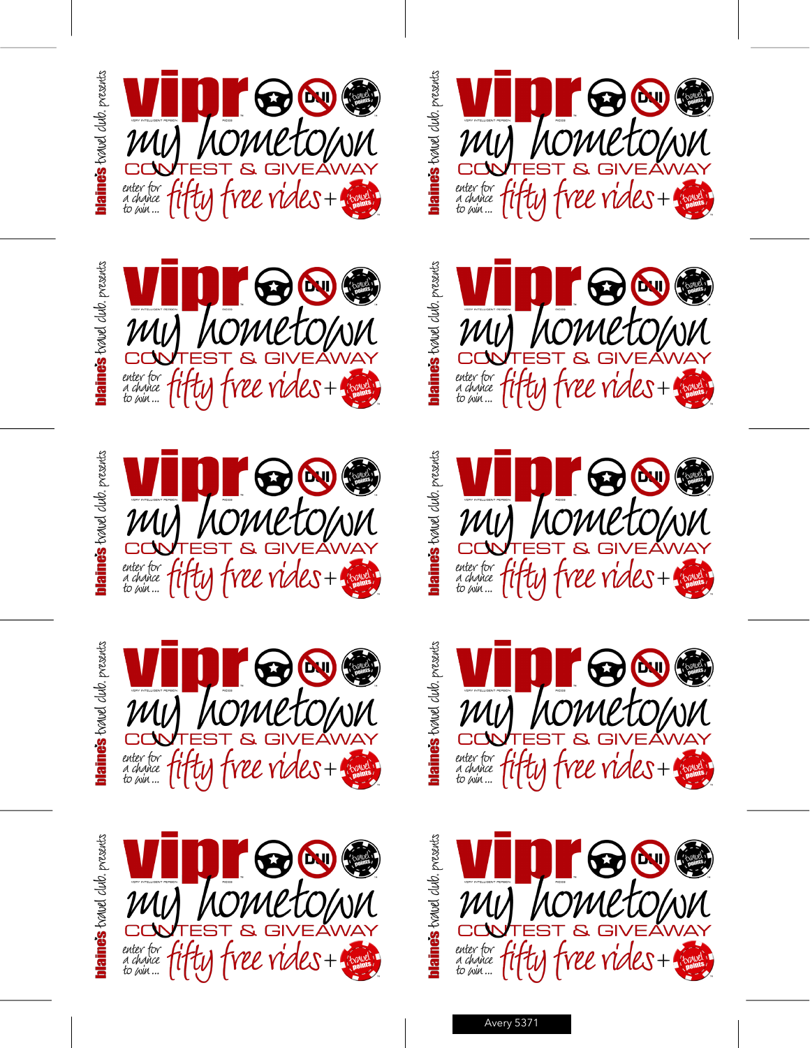blaine's travel club, presents

**vipr** VERY INTELLIGENT PERSON RIDES

my hometown

CONTEST & GIVEAWAY

enter for a chance to win... fifty free rides + travel points

blaine's travel club, presents

**vipr** VERY INTELLIGENT PERSON RIDES

my hometown

CONTEST & GIVEAWAY

enter for a chance to win... fifty free rides + travel points

blaine's travel club, presents

**vipr** VERY INTELLIGENT PERSON RIDES

my hometown

CONTEST & GIVEAWAY

enter for a chance to win... fifty free rides + travel points

blaine's travel club, presents

**vipr** VERY INTELLIGENT PERSON RIDES

my hometown

CONTEST & GIVEAWAY

enter for a chance to win... fifty free rides + travel points

blaine's travel club, presents

**vipr** VERY INTELLIGENT PERSON RIDES

my hometown

CONTEST & GIVEAWAY

enter for a chance to win... fifty free rides + travel points

blaine's travel club, presents

**vipr** VERY INTELLIGENT PERSON RIDES

my hometown

CONTEST & GIVEAWAY

enter for a chance to win... fifty free rides + travel points

blaine's travel club, presents

**vipr** VERY INTELLIGENT PERSON RIDES

my hometown

CONTEST & GIVEAWAY

enter for a chance to win... fifty free rides + travel points

blaine's travel club, presents

**vipr** VERY INTELLIGENT PERSON RIDES

my hometown

CONTEST & GIVEAWAY

enter for a chance to win... fifty free rides + travel points

blaine's travel club, presents

**vipr** VERY INTELLIGENT PERSON RIDES

my hometown

CONTEST & GIVEAWAY

enter for a chance to win... fifty free rides + travel points

blaine's travel club, presents

**vipr** VERY INTELLIGENT PERSON RIDES

my hometown

CONTEST & GIVEAWAY

enter for a chance to win... fifty free rides + travel points

Avery 5371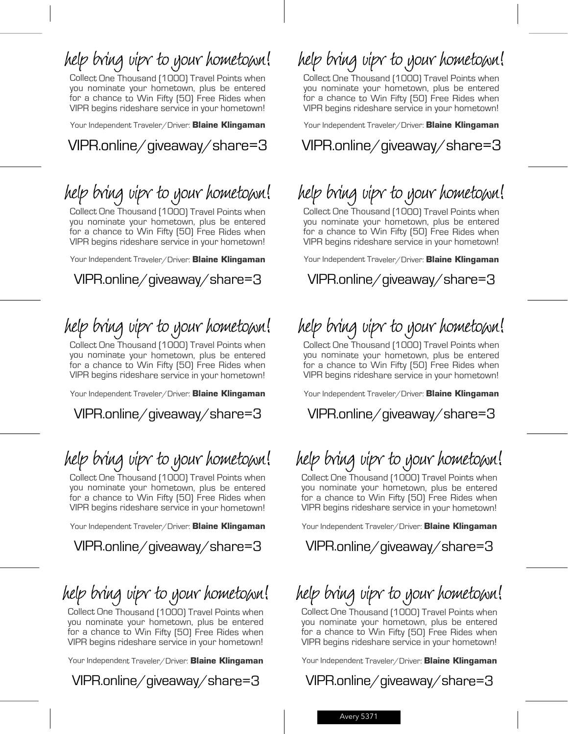help bring vipr to your hometown!

Collect One Thousand (1000) Travel Points when you nominate your hometown, plus be entered for a chance to Win Fifty (50) Free Rides when VIPR begins rideshare service in your hometown!

Your Independent Traveler/Driver: **Blaine Klingaman**

VIPR.online/giveaway/share=3

help bring vipr to your hometown!

Collect One Thousand (1000) Travel Points when you nominate your hometown, plus be entered for a chance to Win Fifty (50) Free Rides when VIPR begins rideshare service in your hometown!

Your Independent Traveler/Driver: **Blaine Klingaman**

VIPR.online/giveaway/share=3

help bring vipr to your hometown!

Collect One Thousand (1000) Travel Points when you nominate your hometown, plus be entered for a chance to Win Fifty (50) Free Rides when VIPR begins rideshare service in your hometown!

Your Independent Traveler/Driver: **Blaine Klingaman**

VIPR.online/giveaway/share=3

help bring vipr to your hometown!

Collect One Thousand (1000) Travel Points when you nominate your hometown, plus be entered for a chance to Win Fifty (50) Free Rides when VIPR begins rideshare service in your hometown!

Your Independent Traveler/Driver: **Blaine Klingaman**

VIPR.online/giveaway/share=3

help bring vipr to your hometown!

Collect One Thousand (1000) Travel Points when you nominate your hometown, plus be entered for a chance to Win Fifty (50) Free Rides when VIPR begins rideshare service in your hometown!

Your Independent Traveler/Driver: **Blaine Klingaman**

VIPR.online/giveaway/share=3

help bring vipr to your hometown!

Collect One Thousand (1000) Travel Points when you nominate your hometown, plus be entered for a chance to Win Fifty (50) Free Rides when VIPR begins rideshare service in your hometown!

Your Independent Traveler/Driver: **Blaine Klingaman**

VIPR.online/giveaway/share=3

help bring vipr to your hometown!

Collect One Thousand (1000) Travel Points when you nominate your hometown, plus be entered for a chance to Win Fifty (50) Free Rides when VIPR begins rideshare service in your hometown!

Your Independent Traveler/Driver: **Blaine Klingaman**

VIPR.online/giveaway/share=3

help bring vipr to your hometown!

Collect One Thousand (1000) Travel Points when you nominate your hometown, plus be entered for a chance to Win Fifty (50) Free Rides when VIPR begins rideshare service in your hometown!

Your Independent Traveler/Driver: **Blaine Klingaman**

VIPR.online/giveaway/share=3

help bring vipr to your hometown!

Collect One Thousand (1000) Travel Points when you nominate your hometown, plus be entered for a chance to Win Fifty (50) Free Rides when VIPR begins rideshare service in your hometown!

Your Independent Traveler/Driver: **Blaine Klingaman**

VIPR.online/giveaway/share=3

help bring vipr to your hometown!

Collect One Thousand (1000) Travel Points when you nominate your hometown, plus be entered for a chance to Win Fifty (50) Free Rides when VIPR begins rideshare service in your hometown!

Your Independent Traveler/Driver: **Blaine Klingaman**

VIPR.online/giveaway/share=3

Avery 5371